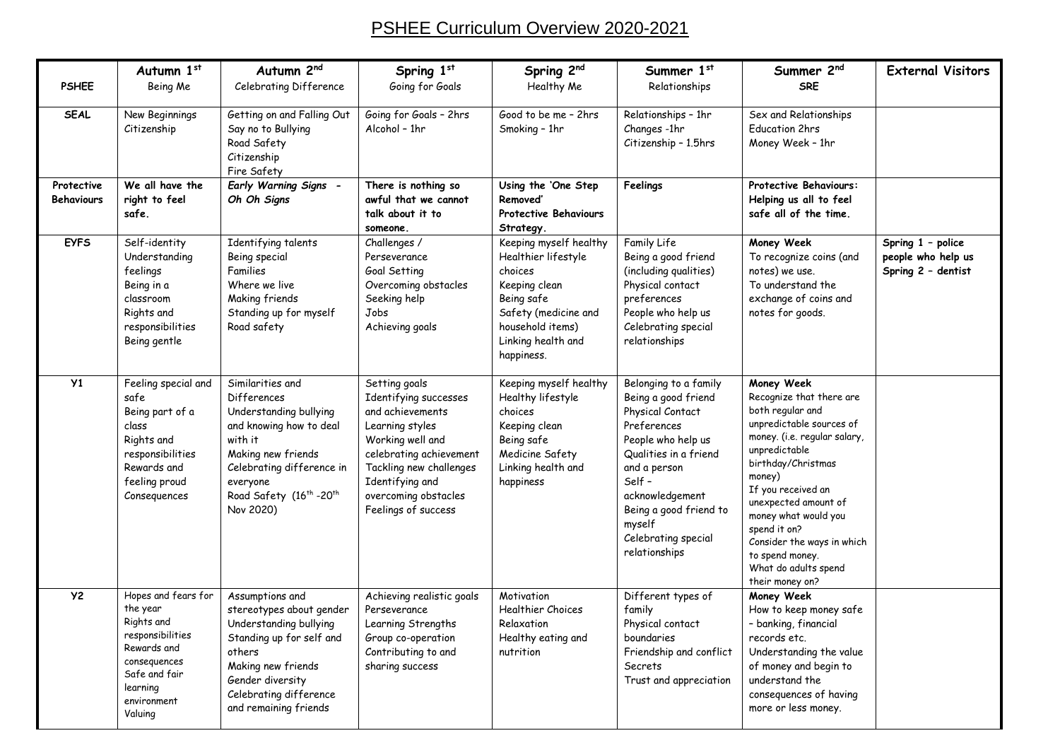# PSHEE Curriculum Overview 2020-2021

| PSHEE | Autumn 1st<br>Being Me | Autumn 2nd<br>Celebrating Difference | Spring 1st<br>Going for Goals | Spring 2nd<br>Healthy Me | Summer 1st<br>Relationships | Summer 2nd<br>SRE | External Visitors |
|---|---|---|---|---|---|---|---|
| **SEAL** | New Beginnings<br>Citizenship | Getting on and Falling Out<br>Say no to Bullying<br>Road Safety<br>Citizenship<br>Fire Safety | Going for Goals – 2hrs<br>Alcohol – 1hr | Good to be me – 2hrs<br>Smoking – 1hr | Relationships – 1hr<br>Changes -1hr<br>Citizenship – 1.5hrs | Sex and Relationships Education 2hrs<br>Money Week – 1hr | |
| **Protective Behaviours** | **We all have the right to feel safe.** | ***Early Warning Signs - Oh Oh Signs*** | **There is nothing so awful that we cannot talk about it to someone.** | **Using the 'One Step Removed' Protective Behaviours Strategy.** | **Feelings** | **Protective Behaviours: Helping us all to feel safe all of the time.** | |
| **EYFS** | Self-identity<br>Understanding feelings<br>Being in a classroom<br>Rights and responsibilities<br>Being gentle | Identifying talents<br>Being special<br>Families<br>Where we live<br>Making friends<br>Standing up for myself<br>Road safety | Challenges / Perseverance<br>Goal Setting<br>Overcoming obstacles<br>Seeking help<br>Jobs<br>Achieving goals | Keeping myself healthy<br>Healthier lifestyle choices<br>Keeping clean<br>Being safe<br>Safety (medicine and household items)<br>Linking health and happiness. | Family Life<br>Being a good friend (including qualities)<br>Physical contact preferences<br>People who help us<br>Celebrating special relationships | **Money Week**<br>To recognize coins (and notes) we use.<br>To understand the exchange of coins and notes for goods. | **Spring 1 – police people who help us**<br>**Spring 2 – dentist** |
| **Y1** | Feeling special and safe<br>Being part of a class<br>Rights and responsibilities<br>Rewards and feeling proud<br>Consequences | Similarities and Differences<br>Understanding bullying and knowing how to deal with it<br>Making new friends<br>Celebrating difference in everyone<br>Road Safety (16th -20th Nov 2020) | Setting goals<br>Identifying successes and achievements<br>Learning styles<br>Working well and celebrating achievement<br>Tackling new challenges<br>Identifying and overcoming obstacles<br>Feelings of success | Keeping myself healthy<br>Healthy lifestyle choices<br>Keeping clean<br>Being safe<br>Medicine Safety<br>Linking health and happiness | Belonging to a family<br>Being a good friend<br>Physical Contact Preferences<br>People who help us<br>Qualities in a friend and a person<br>Self – acknowledgement<br>Being a good friend to myself<br>Celebrating special relationships | **Money Week**<br>Recognize that there are both regular and unpredictable sources of money. (i.e. regular salary, unpredictable birthday/Christmas money)<br>If you received an unexpected amount of money what would you spend it on?<br>Consider the ways in which to spend money.<br>What do adults spend their money on? | |
| **Y2** | Hopes and fears for the year<br>Rights and responsibilities<br>Rewards and consequences<br>Safe and fair learning environment<br>Valuing | Assumptions and stereotypes about gender<br>Understanding bullying<br>Standing up for self and others<br>Making new friends<br>Gender diversity<br>Celebrating difference and remaining friends | Achieving realistic goals<br>Perseverance<br>Learning Strengths<br>Group co-operation<br>Contributing to and sharing success | Motivation<br>Healthier Choices<br>Relaxation<br>Healthy eating and nutrition | Different types of family<br>Physical contact boundaries<br>Friendship and conflict<br>Secrets<br>Trust and appreciation | **Money Week**<br>How to keep money safe – banking, financial records etc.<br>Understanding the value of money and begin to understand the consequences of having more or less money. | |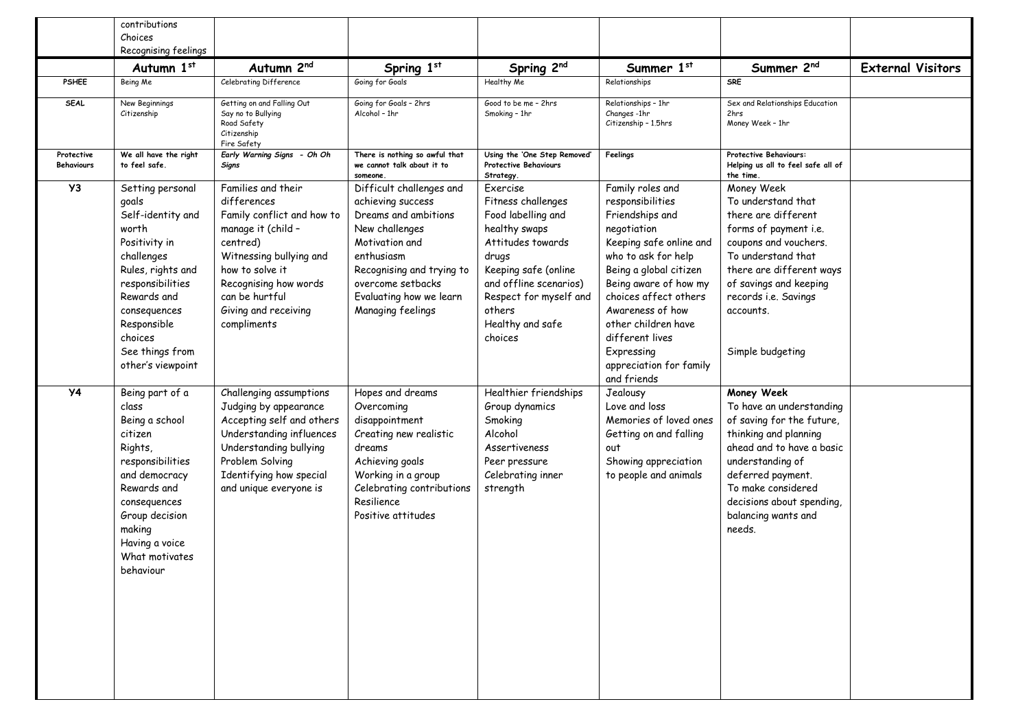| | Autumn 1st | Autumn 2nd | Spring 1st | Spring 2nd | Summer 1st | Summer 2nd | External Visitors |
|---|---|---|---|---|---|---|---|
| | contributions<br>Choices<br>Recognising feelings | | | | | | |
| **PSHEE** | Being Me | Celebrating Difference | Going for Goals | Healthy Me | Relationships | **SRE** | |
| **SEAL** | New Beginnings<br>Citizenship | Getting on and Falling Out<br>Say no to Bullying<br>Road Safety<br>Citizenship<br>Fire Safety | Going for Goals – 2hrs<br>Alcohol – 1hr | Good to be me – 2hrs<br>Smoking – 1hr | Relationships – 1hr<br>Changes -1hr<br>Citizenship – 1.5hrs | Sex and Relationships Education 2hrs<br>Money Week – 1hr | |
| **Protective Behaviours** | **We all have the right to feel safe.** | ***Early Warning Signs - Oh Oh Signs*** | **There is nothing so awful that we cannot talk about it to someone.** | **Using the 'One Step Removed' Protective Behaviours Strategy.** | **Feelings** | **Protective Behaviours: Helping us all to feel safe all of the time.** | |
| **Y3** | Setting personal goals<br>Self-identity and worth<br>Positivity in challenges<br>Rules, rights and responsibilities<br>Rewards and consequences<br>Responsible choices<br>See things from other's viewpoint | Families and their differences<br>Family conflict and how to manage it (child – centred)<br>Witnessing bullying and how to solve it<br>Recognising how words can be hurtful<br>Giving and receiving compliments | Difficult challenges and achieving success<br>Dreams and ambitions<br>New challenges<br>Motivation and enthusiasm<br>Recognising and trying to overcome setbacks<br>Evaluating how we learn<br>Managing feelings | Exercise<br>Fitness challenges<br>Food labelling and healthy swaps<br>Attitudes towards drugs<br>Keeping safe (online and offline scenarios)<br>Respect for myself and others<br>Healthy and safe choices | Family roles and responsibilities<br>Friendships and negotiation<br>Keeping safe online and who to ask for help<br>Being a global citizen<br>Being aware of how my choices affect others<br>Awareness of how other children have different lives<br>Expressing appreciation for family and friends | Money Week<br>To understand that there are different forms of payment i.e. coupons and vouchers.<br>To understand that there are different ways of savings and keeping records i.e. Savings accounts.<br><br>Simple budgeting | |
| **Y4** | Being part of a class<br>Being a school citizen<br>Rights, responsibilities and democracy<br>Rewards and consequences<br>Group decision making<br>Having a voice<br>What motivates behaviour | Challenging assumptions<br>Judging by appearance<br>Accepting self and others<br>Understanding influences<br>Understanding bullying<br>Problem Solving<br>Identifying how special and unique everyone is | Hopes and dreams<br>Overcoming disappointment<br>Creating new realistic dreams<br>Achieving goals<br>Working in a group<br>Celebrating contributions<br>Resilience<br>Positive attitudes | Healthier friendships<br>Group dynamics<br>Smoking<br>Alcohol<br>Assertiveness<br>Peer pressure<br>Celebrating inner strength | Jealousy<br>Love and loss<br>Memories of loved ones<br>Getting on and falling out<br>Showing appreciation to people and animals | **Money Week**<br>To have an understanding of saving for the future, thinking and planning ahead and to have a basic understanding of deferred payment.<br>To make considered decisions about spending, balancing wants and needs. | |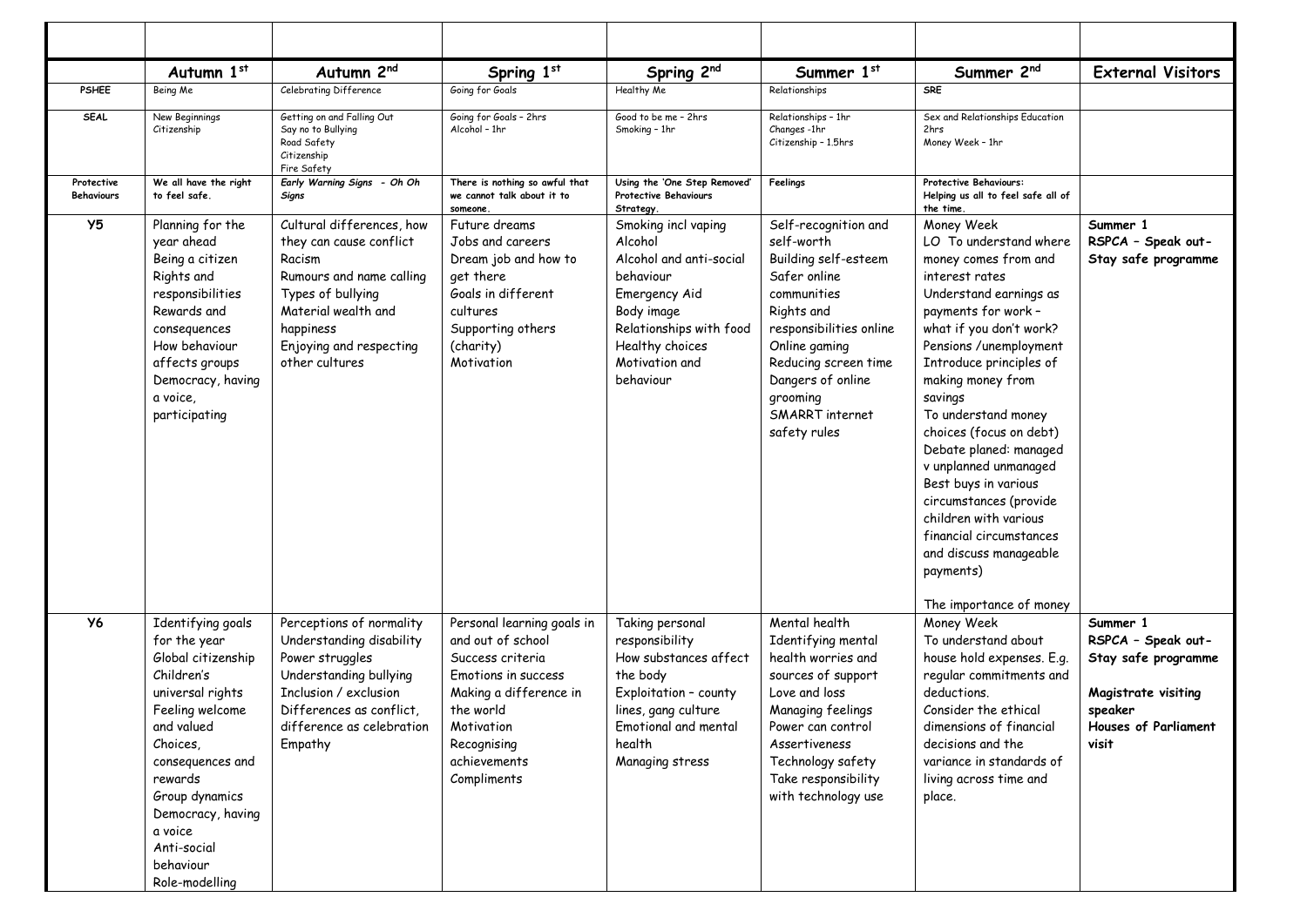| | Autumn 1st | Autumn 2nd | Spring 1st | Spring 2nd | Summer 1st | Summer 2nd | External Visitors |
|---|---|---|---|---|---|---|---|
| **PSHEE** | Being Me | Celebrating Difference | Going for Goals | Healthy Me | Relationships | **SRE** | |
| **SEAL** | New Beginnings<br>Citizenship | Getting on and Falling Out<br>Say no to Bullying<br>Road Safety<br>Citizenship<br>Fire Safety | Going for Goals – 2hrs<br>Alcohol – 1hr | Good to be me – 2hrs<br>Smoking – 1hr | Relationships – 1hr<br>Changes -1hr<br>Citizenship – 1.5hrs | Sex and Relationships Education 2hrs<br>Money Week – 1hr | |
| **Protective Behaviours** | **We all have the right to feel safe.** | ***Early Warning Signs - Oh Oh Signs*** | **There is nothing so awful that we cannot talk about it to someone.** | **Using the 'One Step Removed' Protective Behaviours Strategy.** | **Feelings** | **Protective Behaviours: Helping us all to feel safe all of the time.** | |
| **Y5** | Planning for the year ahead<br>Being a citizen<br>Rights and responsibilities<br>Rewards and consequences<br>How behaviour affects groups<br>Democracy, having a voice, participating | Cultural differences, how they can cause conflict<br>Racism<br>Rumours and name calling<br>Types of bullying<br>Material wealth and happiness<br>Enjoying and respecting other cultures | Future dreams<br>Jobs and careers<br>Dream job and how to get there<br>Goals in different cultures<br>Supporting others (charity)<br>Motivation | Smoking incl vaping<br>Alcohol<br>Alcohol and anti-social behaviour<br>Emergency Aid<br>Body image<br>Relationships with food<br>Healthy choices<br>Motivation and behaviour | Self-recognition and self-worth<br>Building self-esteem<br>Safer online communities<br>Rights and responsibilities online<br>Online gaming<br>Reducing screen time<br>Dangers of online grooming<br>SMARRT internet safety rules | Money Week<br>LO To understand where money comes from and interest rates<br>Understand earnings as payments for work – what if you don't work? Pensions /unemployment<br>Introduce principles of making money from savings<br>To understand money choices (focus on debt)<br>Debate planed: managed v unplanned unmanaged<br>Best buys in various circumstances (provide children with various financial circumstances and discuss manageable payments)<br><br>The importance of money | **Summer 1**<br>**RSPCA – Speak out-Stay safe programme** |
| **Y6** | Identifying goals for the year<br>Global citizenship<br>Children's universal rights<br>Feeling welcome and valued<br>Choices, consequences and rewards<br>Group dynamics<br>Democracy, having a voice<br>Anti-social behaviour<br>Role-modelling | Perceptions of normality<br>Understanding disability<br>Power struggles<br>Understanding bullying<br>Inclusion / exclusion<br>Differences as conflict, difference as celebration<br>Empathy | Personal learning goals in and out of school<br>Success criteria<br>Emotions in success<br>Making a difference in the world<br>Motivation<br>Recognising achievements<br>Compliments | Taking personal responsibility<br>How substances affect the body<br>Exploitation – county lines, gang culture<br>Emotional and mental health<br>Managing stress | Mental health<br>Identifying mental health worries and sources of support<br>Love and loss<br>Managing feelings<br>Power can control<br>Assertiveness<br>Technology safety<br>Take responsibility with technology use | Money Week<br>To understand about house hold expenses. E.g. regular commitments and deductions.<br>Consider the ethical dimensions of financial decisions and the variance in standards of living across time and place. | **Summer 1**<br>**RSPCA – Speak out-Stay safe programme**<br><br>**Magistrate visiting speaker**<br>**Houses of Parliament visit** |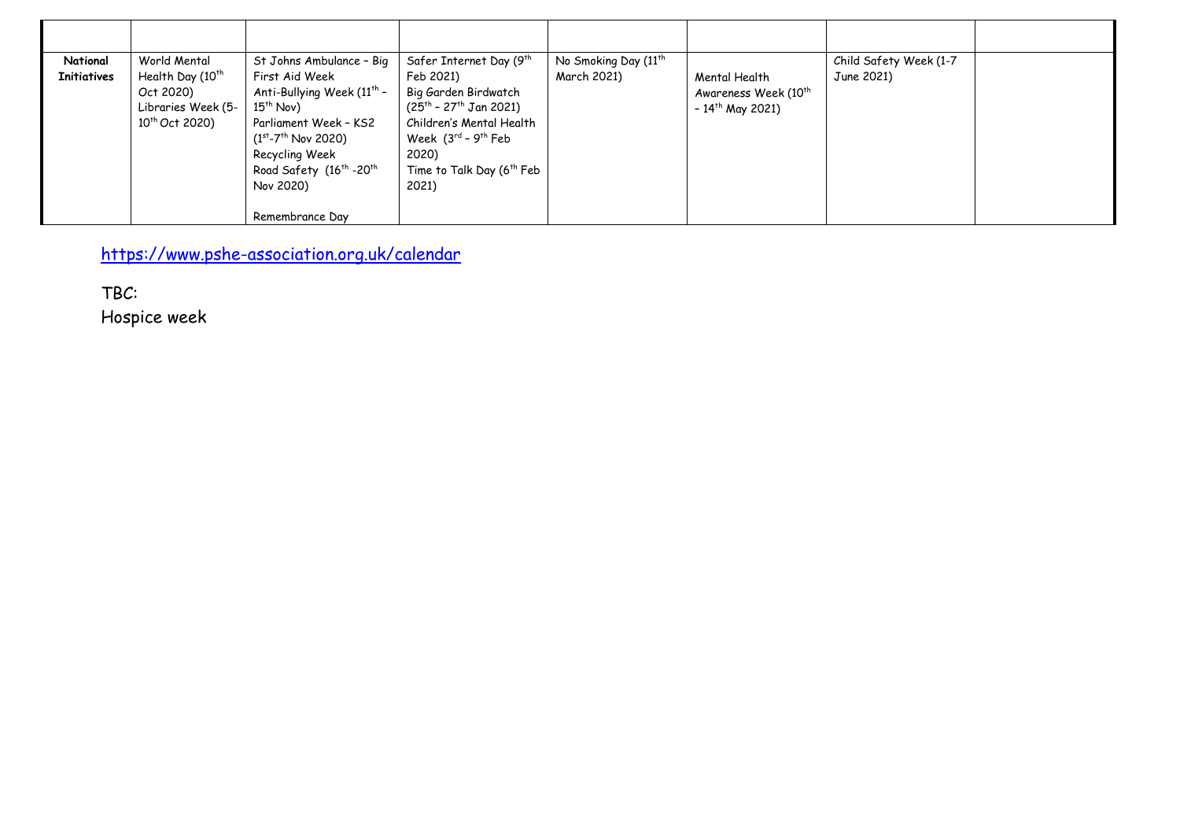| | | | | | | | |
|---|---|---|---|---|---|---|---|
| **National Initiatives** | World Mental Health Day (10th Oct 2020)<br>Libraries Week (5-10th Oct 2020) | St Johns Ambulance – Big First Aid Week<br>Anti-Bullying Week (11th – 15th Nov)<br>Parliament Week – KS2 (1st-7th Nov 2020)<br>Recycling Week<br>Road Safety (16th -20th Nov 2020)<br><br>Remembrance Day | Safer Internet Day (9th Feb 2021)<br>Big Garden Birdwatch (25th – 27th Jan 2021)<br>Children's Mental Health Week (3rd – 9th Feb 2020)<br>Time to Talk Day (6th Feb 2021) | No Smoking Day (11th March 2021) | Mental Health Awareness Week (10th – 14th May 2021) | Child Safety Week (1-7 June 2021) | |

https://www.pshe-association.org.uk/calendar

TBC:
Hospice week